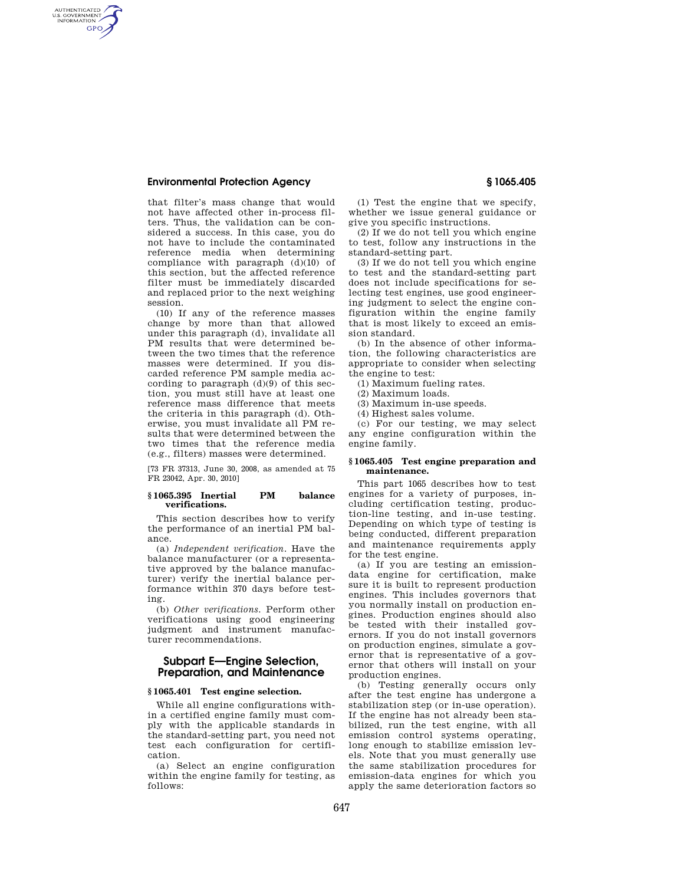that filter's mass change that would not have affected other in-process filters. Thus, the validation can be considered a success. In this case, you do not have to include the contaminated reference media when determining compliance with paragraph (d)(10) of this section, but the affected reference filter must be immediately discarded and replaced prior to the next weighing session.

(10) If any of the reference masses change by more than that allowed under this paragraph (d), invalidate all PM results that were determined between the two times that the reference masses were determined. If you discarded reference PM sample media according to paragraph (d)(9) of this section, you must still have at least one reference mass difference that meets the criteria in this paragraph (d). Otherwise, you must invalidate all PM results that were determined between the two times that the reference media (e.g., filters) masses were determined.

[73 FR 37313, June 30, 2008, as amended at 75 FR 23042, Apr. 30, 2010]

### § 1065.395 Inertial PM balance verifications.

This section describes how to verify the performance of an inertial PM balance.

(a) *Independent verification.* Have the balance manufacturer (or a representative approved by the balance manufacturer) verify the inertial balance performance within 370 days before testing.

(b) *Other verifications.* Perform other verifications using good engineering judgment and instrument manufacturer recommendations.

## Subpart E—Engine Selection, Preparation, and Maintenance

### § 1065.401 Test engine selection.

While all engine configurations within a certified engine family must comply with the applicable standards in the standard-setting part, you need not test each configuration for certification.

(a) Select an engine configuration within the engine family for testing, as follows:

(1) Test the engine that we specify, whether we issue general guidance or give you specific instructions.

(2) If we do not tell you which engine to test, follow any instructions in the standard-setting part.

(3) If we do not tell you which engine to test and the standard-setting part does not include specifications for selecting test engines, use good engineering judgment to select the engine configuration within the engine family that is most likely to exceed an emission standard.

(b) In the absence of other information, the following characteristics are appropriate to consider when selecting the engine to test:

(1) Maximum fueling rates.

(2) Maximum loads.

(3) Maximum in-use speeds.

(4) Highest sales volume.

(c) For our testing, we may select any engine configuration within the engine family.

### § 1065.405 Test engine preparation and maintenance.

This part 1065 describes how to test engines for a variety of purposes, including certification testing, production-line testing, and in-use testing. Depending on which type of testing is being conducted, different preparation and maintenance requirements apply for the test engine.

(a) If you are testing an emission-data engine for certification, make sure it is built to represent production engines. This includes governors that you normally install on production engines. Production engines should also be tested with their installed governors. If you do not install governors on production engines, simulate a governor that is representative of a governor that others will install on your production engines.

(b) Testing generally occurs only after the test engine has undergone a stabilization step (or in-use operation). If the engine has not already been stabilized, run the test engine, with all emission control systems operating, long enough to stabilize emission levels. Note that you must generally use the same stabilization procedures for emission-data engines for which you apply the same deterioration factors so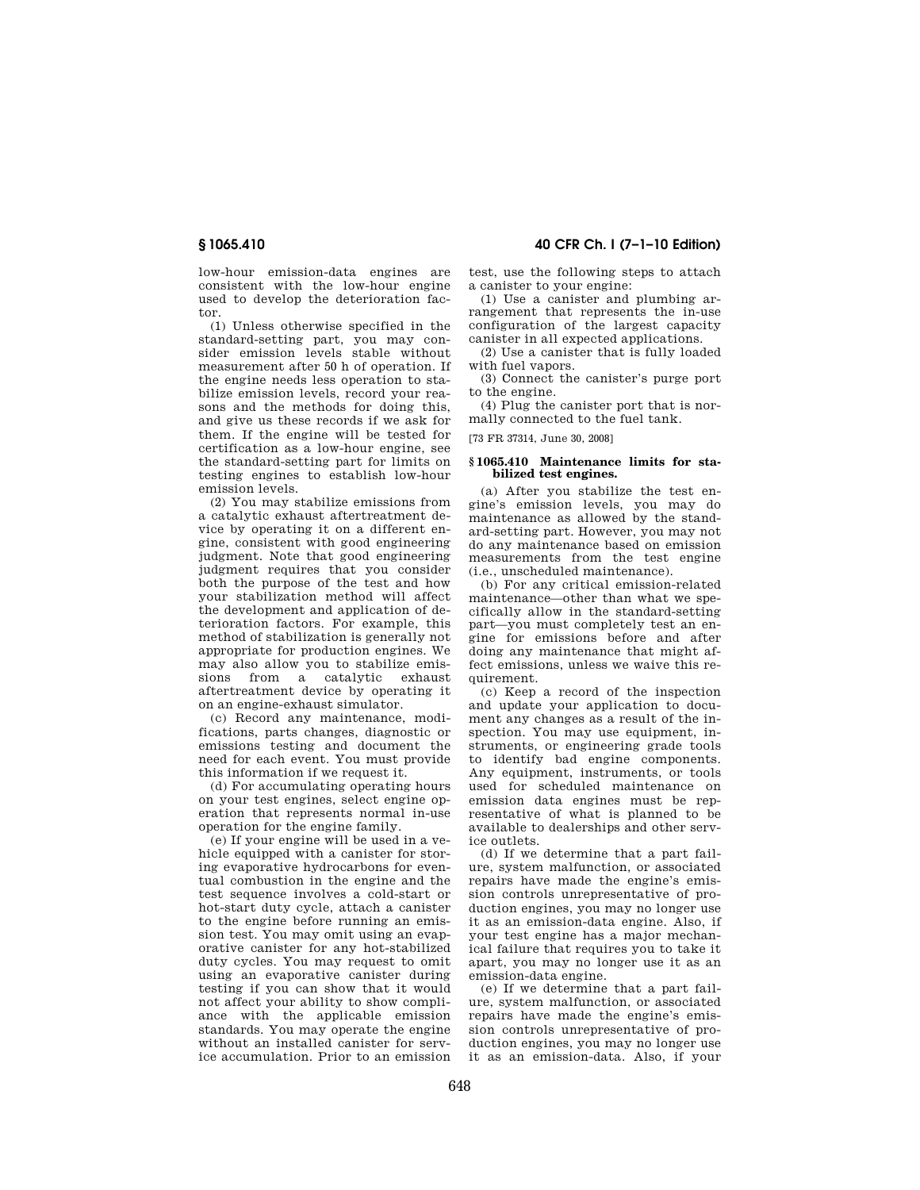low-hour emission-data engines are consistent with the low-hour engine used to develop the deterioration factor.

(1) Unless otherwise specified in the standard-setting part, you may consider emission levels stable without measurement after 50 h of operation. If the engine needs less operation to stabilize emission levels, record your reasons and the methods for doing this, and give us these records if we ask for them. If the engine will be tested for certification as a low-hour engine, see the standard-setting part for limits on testing engines to establish low-hour emission levels.

(2) You may stabilize emissions from a catalytic exhaust aftertreatment device by operating it on a different engine, consistent with good engineering judgment. Note that good engineering judgment requires that you consider both the purpose of the test and how your stabilization method will affect the development and application of deterioration factors. For example, this method of stabilization is generally not appropriate for production engines. We may also allow you to stabilize emissions from a catalytic exhaust aftertreatment device by operating it on an engine-exhaust simulator.

(c) Record any maintenance, modifications, parts changes, diagnostic or emissions testing and document the need for each event. You must provide this information if we request it.

(d) For accumulating operating hours on your test engines, select engine operation that represents normal in-use operation for the engine family.

(e) If your engine will be used in a vehicle equipped with a canister for storing evaporative hydrocarbons for eventual combustion in the engine and the test sequence involves a cold-start or hot-start duty cycle, attach a canister to the engine before running an emission test. You may omit using an evaporative canister for any hot-stabilized duty cycles. You may request to omit using an evaporative canister during testing if you can show that it would not affect your ability to show compliance with the applicable emission standards. You may operate the engine without an installed canister for service accumulation. Prior to an emission test, use the following steps to attach a canister to your engine:

(1) Use a canister and plumbing arrangement that represents the in-use configuration of the largest capacity canister in all expected applications.

(2) Use a canister that is fully loaded with fuel vapors.

(3) Connect the canister's purge port to the engine.

(4) Plug the canister port that is normally connected to the fuel tank.

[73 FR 37314, June 30, 2008]

## § 1065.410 Maintenance limits for stabilized test engines.

(a) After you stabilize the test engine's emission levels, you may do maintenance as allowed by the standard-setting part. However, you may not do any maintenance based on emission measurements from the test engine (i.e., unscheduled maintenance).

(b) For any critical emission-related maintenance—other than what we specifically allow in the standard-setting part—you must completely test an engine for emissions before and after doing any maintenance that might affect emissions, unless we waive this requirement.

(c) Keep a record of the inspection and update your application to document any changes as a result of the inspection. You may use equipment, instruments, or engineering grade tools to identify bad engine components. Any equipment, instruments, or tools used for scheduled maintenance on emission data engines must be representative of what is planned to be available to dealerships and other service outlets.

(d) If we determine that a part failure, system malfunction, or associated repairs have made the engine's emission controls unrepresentative of production engines, you may no longer use it as an emission-data engine. Also, if your test engine has a major mechanical failure that requires you to take it apart, you may no longer use it as an emission-data engine.

(e) If we determine that a part failure, system malfunction, or associated repairs have made the engine's emission controls unrepresentative of production engines, you may no longer use it as an emission-data. Also, if your